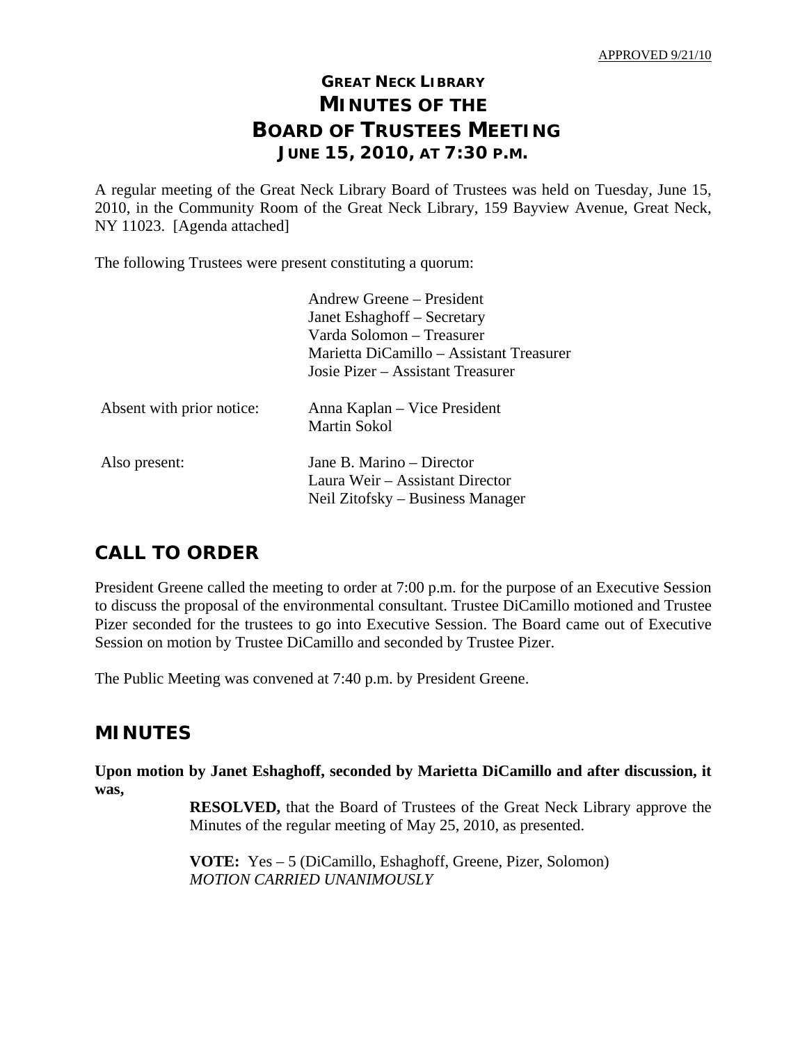APPROVED 9/21/10

# GREAT NECK LIBRARY
# MINUTES OF THE
# BOARD OF TRUSTEES MEETING
## JUNE 15, 2010, AT 7:30 P.M.

A regular meeting of the Great Neck Library Board of Trustees was held on Tuesday, June 15, 2010, in the Community Room of the Great Neck Library, 159 Bayview Avenue, Great Neck, NY 11023. [Agenda attached]

The following Trustees were present constituting a quorum:

| | |
|---|---|
| | Andrew Greene – President |
| | Janet Eshaghoff – Secretary |
| | Varda Solomon – Treasurer |
| | Marietta DiCamillo – Assistant Treasurer |
| | Josie Pizer – Assistant Treasurer |
| Absent with prior notice: | Anna Kaplan – Vice President |
| | Martin Sokol |
| Also present: | Jane B. Marino – Director |
| | Laura Weir – Assistant Director |
| | Neil Zitofsky – Business Manager |

## CALL TO ORDER

President Greene called the meeting to order at 7:00 p.m. for the purpose of an Executive Session to discuss the proposal of the environmental consultant. Trustee DiCamillo motioned and Trustee Pizer seconded for the trustees to go into Executive Session. The Board came out of Executive Session on motion by Trustee DiCamillo and seconded by Trustee Pizer.

The Public Meeting was convened at 7:40 p.m. by President Greene.

## MINUTES

**Upon motion by Janet Eshaghoff, seconded by Marietta DiCamillo and after discussion, it was,**

> **RESOLVED,** that the Board of Trustees of the Great Neck Library approve the Minutes of the regular meeting of May 25, 2010, as presented.
>
> **VOTE:** Yes – 5 (DiCamillo, Eshaghoff, Greene, Pizer, Solomon)
> *MOTION CARRIED UNANIMOUSLY*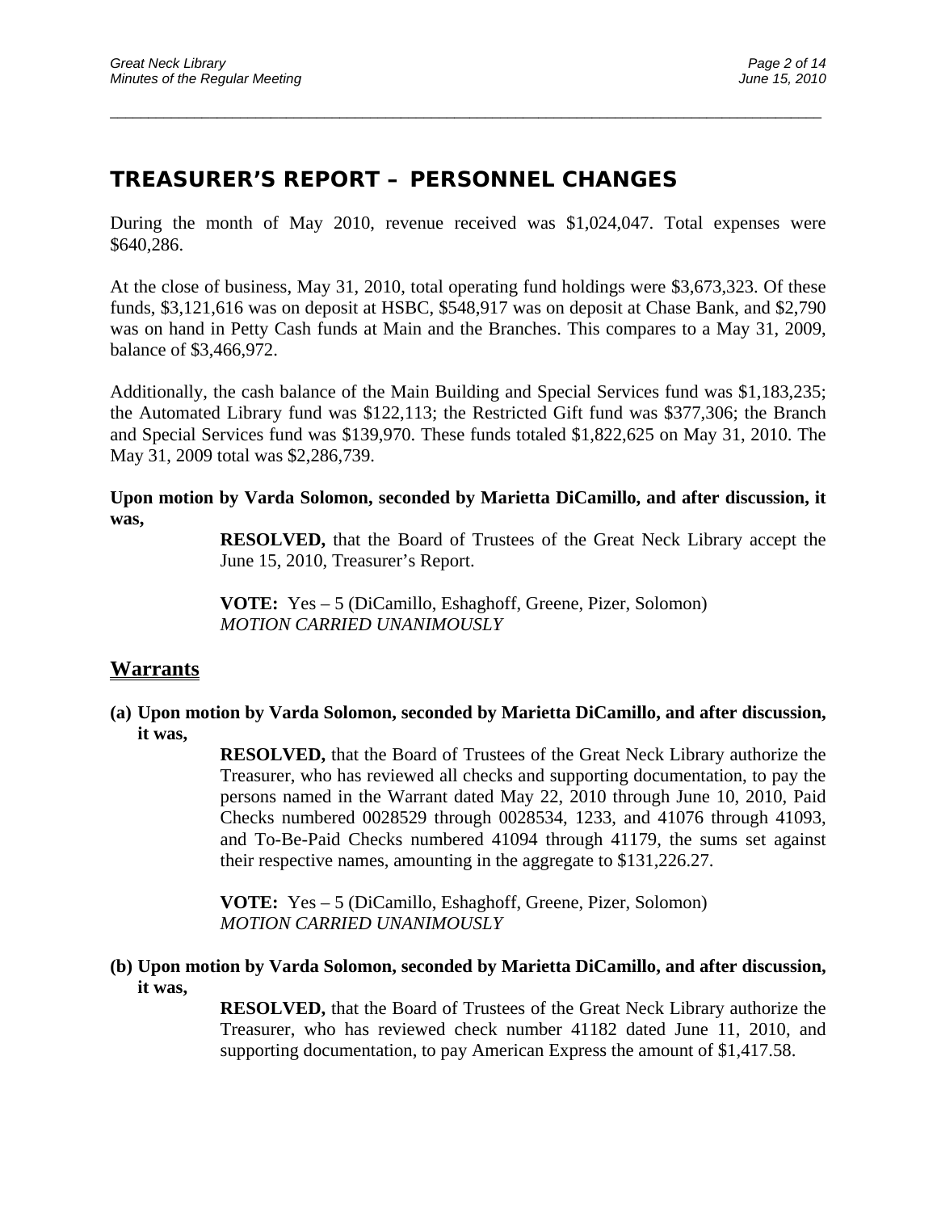## TREASURER'S REPORT – PERSONNEL CHANGES

During the month of May 2010, revenue received was $1,024,047. Total expenses were $640,286.

At the close of business, May 31, 2010, total operating fund holdings were $3,673,323. Of these funds, $3,121,616 was on deposit at HSBC, $548,917 was on deposit at Chase Bank, and $2,790 was on hand in Petty Cash funds at Main and the Branches. This compares to a May 31, 2009, balance of $3,466,972.

Additionally, the cash balance of the Main Building and Special Services fund was $1,183,235; the Automated Library fund was $122,113; the Restricted Gift fund was $377,306; the Branch and Special Services fund was $139,970. These funds totaled $1,822,625 on May 31, 2010. The May 31, 2009 total was $2,286,739.

**Upon motion by Varda Solomon, seconded by Marietta DiCamillo, and after discussion, it was,**

> **RESOLVED,** that the Board of Trustees of the Great Neck Library accept the June 15, 2010, Treasurer's Report.
>
> **VOTE:** Yes – 5 (DiCamillo, Eshaghoff, Greene, Pizer, Solomon)
> *MOTION CARRIED UNANIMOUSLY*

## Warrants

**(a) Upon motion by Varda Solomon, seconded by Marietta DiCamillo, and after discussion, it was,**

> **RESOLVED,** that the Board of Trustees of the Great Neck Library authorize the Treasurer, who has reviewed all checks and supporting documentation, to pay the persons named in the Warrant dated May 22, 2010 through June 10, 2010, Paid Checks numbered 0028529 through 0028534, 1233, and 41076 through 41093, and To-Be-Paid Checks numbered 41094 through 41179, the sums set against their respective names, amounting in the aggregate to $131,226.27.
>
> **VOTE:** Yes – 5 (DiCamillo, Eshaghoff, Greene, Pizer, Solomon)
> *MOTION CARRIED UNANIMOUSLY*

**(b) Upon motion by Varda Solomon, seconded by Marietta DiCamillo, and after discussion, it was,**

> **RESOLVED,** that the Board of Trustees of the Great Neck Library authorize the Treasurer, who has reviewed check number 41182 dated June 11, 2010, and supporting documentation, to pay American Express the amount of $1,417.58.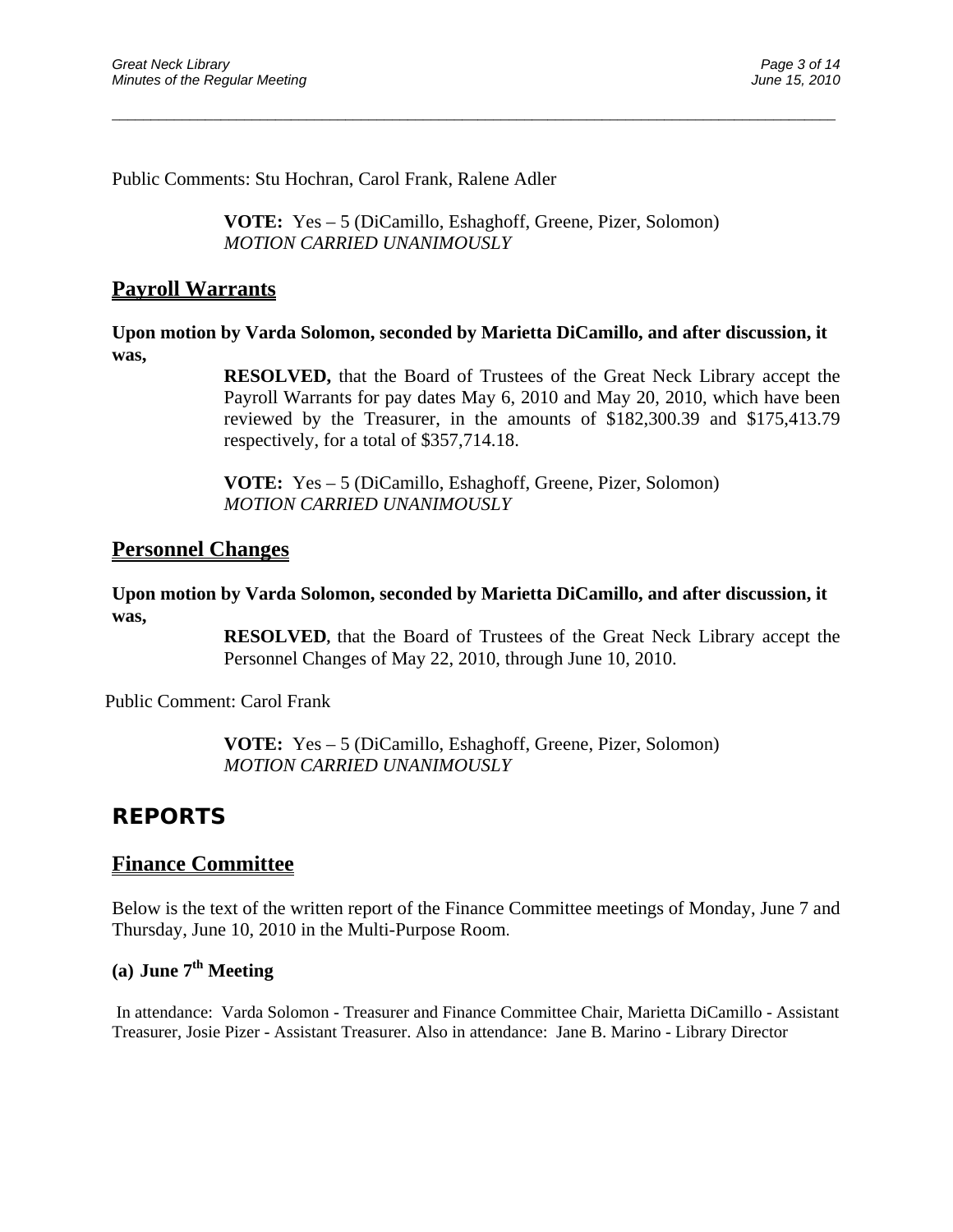Public Comments: Stu Hochran, Carol Frank, Ralene Adler

**VOTE:** Yes – 5 (DiCamillo, Eshaghoff, Greene, Pizer, Solomon)
*MOTION CARRIED UNANIMOUSLY*

## Payroll Warrants

**Upon motion by Varda Solomon, seconded by Marietta DiCamillo, and after discussion, it was,**

**RESOLVED,** that the Board of Trustees of the Great Neck Library accept the Payroll Warrants for pay dates May 6, 2010 and May 20, 2010, which have been reviewed by the Treasurer, in the amounts of $182,300.39 and $175,413.79 respectively, for a total of $357,714.18.

**VOTE:** Yes – 5 (DiCamillo, Eshaghoff, Greene, Pizer, Solomon)
*MOTION CARRIED UNANIMOUSLY*

## Personnel Changes

**Upon motion by Varda Solomon, seconded by Marietta DiCamillo, and after discussion, it was,**

**RESOLVED**, that the Board of Trustees of the Great Neck Library accept the Personnel Changes of May 22, 2010, through June 10, 2010.

Public Comment: Carol Frank

**VOTE:** Yes – 5 (DiCamillo, Eshaghoff, Greene, Pizer, Solomon)
*MOTION CARRIED UNANIMOUSLY*

# REPORTS

## Finance Committee

Below is the text of the written report of the Finance Committee meetings of Monday, June 7 and Thursday, June 10, 2010 in the Multi-Purpose Room.

### (a) June 7th Meeting

In attendance: Varda Solomon - Treasurer and Finance Committee Chair, Marietta DiCamillo - Assistant Treasurer, Josie Pizer - Assistant Treasurer. Also in attendance: Jane B. Marino - Library Director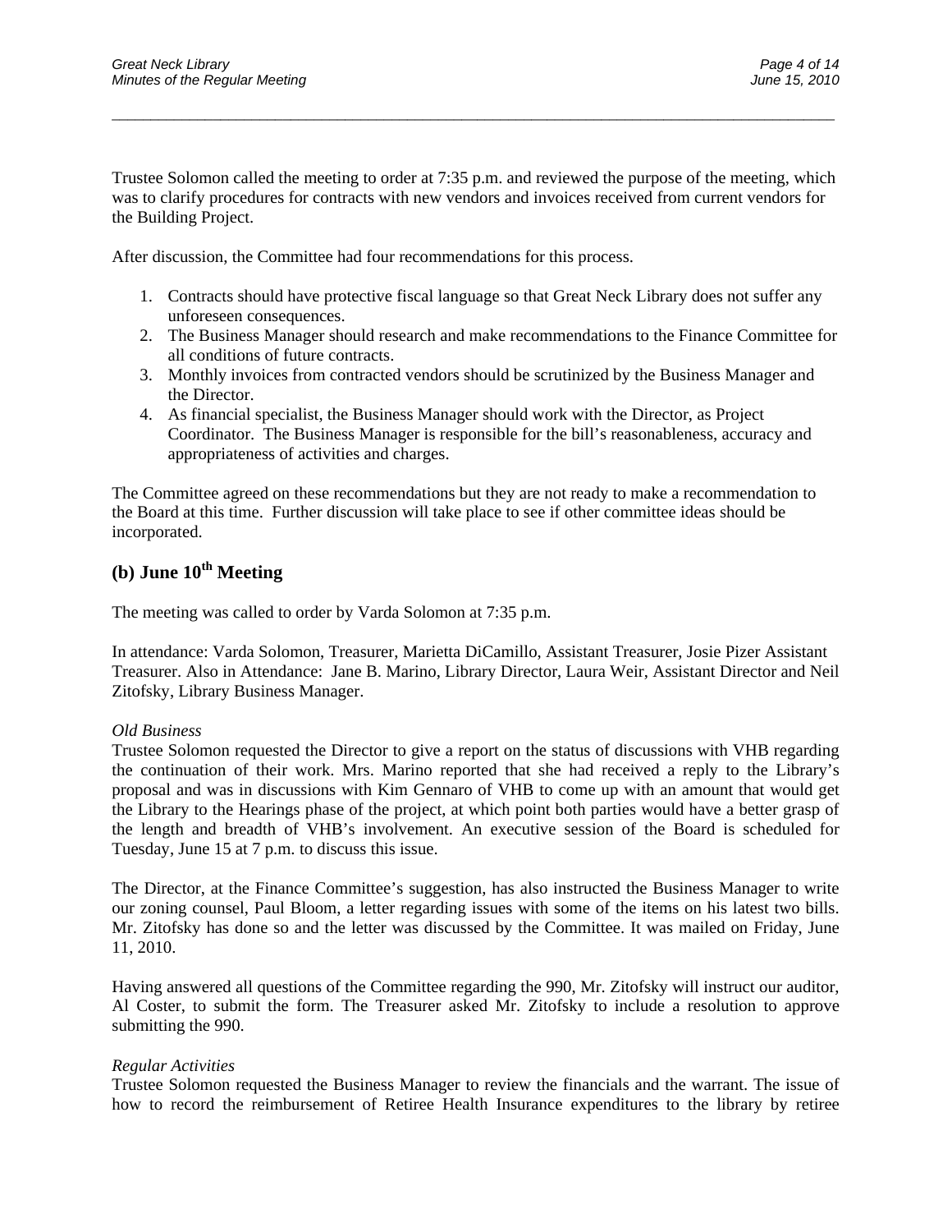Trustee Solomon called the meeting to order at 7:35 p.m. and reviewed the purpose of the meeting, which was to clarify procedures for contracts with new vendors and invoices received from current vendors for the Building Project.

After discussion, the Committee had four recommendations for this process.

1. Contracts should have protective fiscal language so that Great Neck Library does not suffer any unforeseen consequences.
2. The Business Manager should research and make recommendations to the Finance Committee for all conditions of future contracts.
3. Monthly invoices from contracted vendors should be scrutinized by the Business Manager and the Director.
4. As financial specialist, the Business Manager should work with the Director, as Project Coordinator. The Business Manager is responsible for the bill's reasonableness, accuracy and appropriateness of activities and charges.

The Committee agreed on these recommendations but they are not ready to make a recommendation to the Board at this time. Further discussion will take place to see if other committee ideas should be incorporated.

## (b) June 10th Meeting

The meeting was called to order by Varda Solomon at 7:35 p.m.

In attendance: Varda Solomon, Treasurer, Marietta DiCamillo, Assistant Treasurer, Josie Pizer Assistant Treasurer. Also in Attendance: Jane B. Marino, Library Director, Laura Weir, Assistant Director and Neil Zitofsky, Library Business Manager.

*Old Business*
Trustee Solomon requested the Director to give a report on the status of discussions with VHB regarding the continuation of their work. Mrs. Marino reported that she had received a reply to the Library's proposal and was in discussions with Kim Gennaro of VHB to come up with an amount that would get the Library to the Hearings phase of the project, at which point both parties would have a better grasp of the length and breadth of VHB's involvement. An executive session of the Board is scheduled for Tuesday, June 15 at 7 p.m. to discuss this issue.

The Director, at the Finance Committee's suggestion, has also instructed the Business Manager to write our zoning counsel, Paul Bloom, a letter regarding issues with some of the items on his latest two bills. Mr. Zitofsky has done so and the letter was discussed by the Committee. It was mailed on Friday, June 11, 2010.

Having answered all questions of the Committee regarding the 990, Mr. Zitofsky will instruct our auditor, Al Coster, to submit the form. The Treasurer asked Mr. Zitofsky to include a resolution to approve submitting the 990.

*Regular Activities*
Trustee Solomon requested the Business Manager to review the financials and the warrant. The issue of how to record the reimbursement of Retiree Health Insurance expenditures to the library by retiree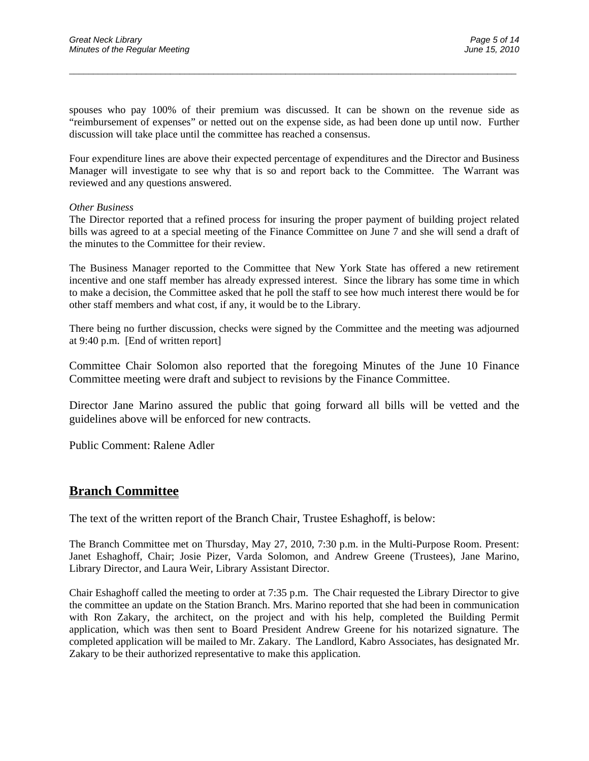spouses who pay 100% of their premium was discussed. It can be shown on the revenue side as "reimbursement of expenses" or netted out on the expense side, as had been done up until now. Further discussion will take place until the committee has reached a consensus.

Four expenditure lines are above their expected percentage of expenditures and the Director and Business Manager will investigate to see why that is so and report back to the Committee. The Warrant was reviewed and any questions answered.

*Other Business*

The Director reported that a refined process for insuring the proper payment of building project related bills was agreed to at a special meeting of the Finance Committee on June 7 and she will send a draft of the minutes to the Committee for their review.

The Business Manager reported to the Committee that New York State has offered a new retirement incentive and one staff member has already expressed interest. Since the library has some time in which to make a decision, the Committee asked that he poll the staff to see how much interest there would be for other staff members and what cost, if any, it would be to the Library.

There being no further discussion, checks were signed by the Committee and the meeting was adjourned at 9:40 p.m. [End of written report]

Committee Chair Solomon also reported that the foregoing Minutes of the June 10 Finance Committee meeting were draft and subject to revisions by the Finance Committee.

Director Jane Marino assured the public that going forward all bills will be vetted and the guidelines above will be enforced for new contracts.

Public Comment: Ralene Adler

## Branch Committee

The text of the written report of the Branch Chair, Trustee Eshaghoff, is below:

The Branch Committee met on Thursday, May 27, 2010, 7:30 p.m. in the Multi-Purpose Room. Present: Janet Eshaghoff, Chair; Josie Pizer, Varda Solomon, and Andrew Greene (Trustees), Jane Marino, Library Director, and Laura Weir, Library Assistant Director.

Chair Eshaghoff called the meeting to order at 7:35 p.m. The Chair requested the Library Director to give the committee an update on the Station Branch. Mrs. Marino reported that she had been in communication with Ron Zakary, the architect, on the project and with his help, completed the Building Permit application, which was then sent to Board President Andrew Greene for his notarized signature. The completed application will be mailed to Mr. Zakary. The Landlord, Kabro Associates, has designated Mr. Zakary to be their authorized representative to make this application.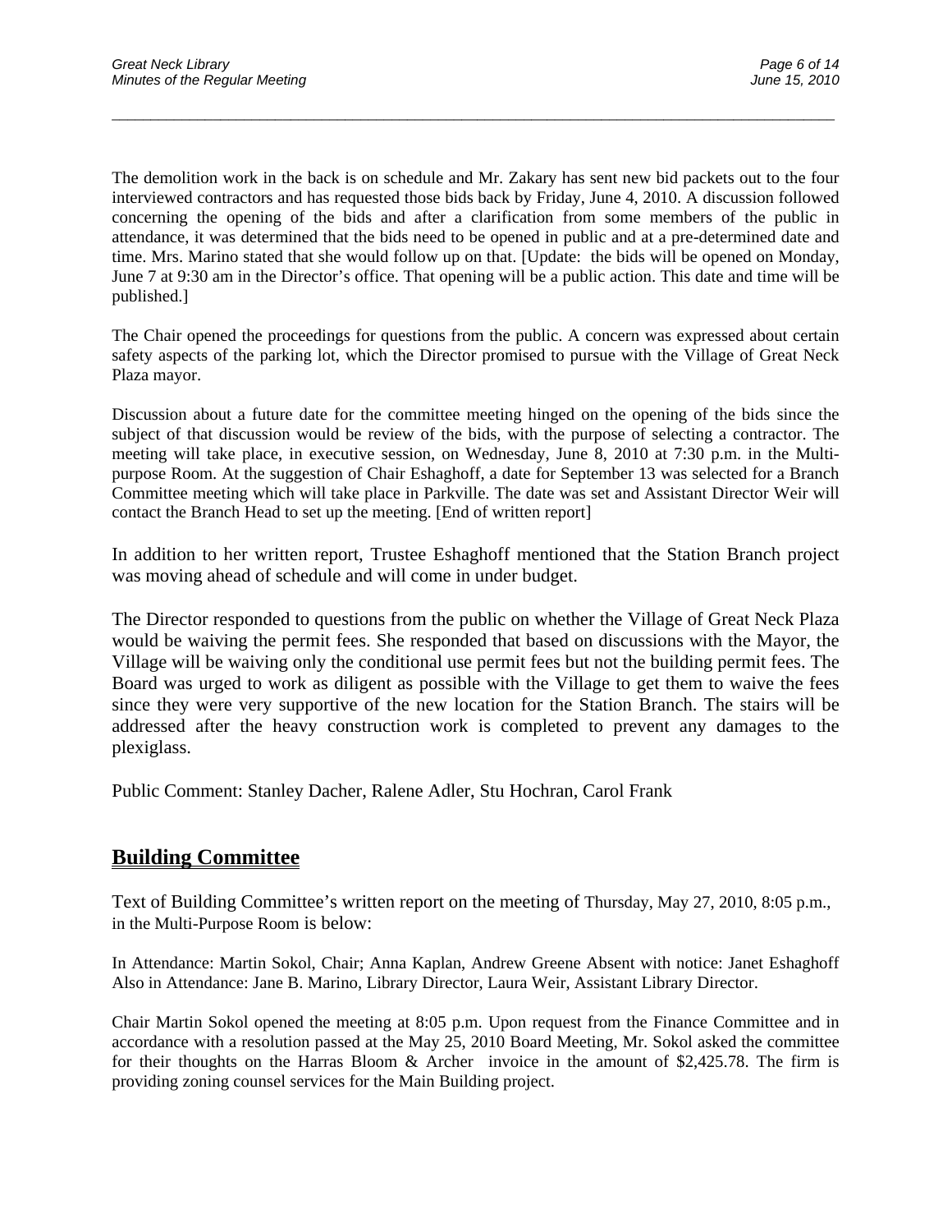The demolition work in the back is on schedule and Mr. Zakary has sent new bid packets out to the four interviewed contractors and has requested those bids back by Friday, June 4, 2010. A discussion followed concerning the opening of the bids and after a clarification from some members of the public in attendance, it was determined that the bids need to be opened in public and at a pre-determined date and time. Mrs. Marino stated that she would follow up on that. [Update: the bids will be opened on Monday, June 7 at 9:30 am in the Director's office. That opening will be a public action. This date and time will be published.]

The Chair opened the proceedings for questions from the public. A concern was expressed about certain safety aspects of the parking lot, which the Director promised to pursue with the Village of Great Neck Plaza mayor.

Discussion about a future date for the committee meeting hinged on the opening of the bids since the subject of that discussion would be review of the bids, with the purpose of selecting a contractor. The meeting will take place, in executive session, on Wednesday, June 8, 2010 at 7:30 p.m. in the Multi-purpose Room. At the suggestion of Chair Eshaghoff, a date for September 13 was selected for a Branch Committee meeting which will take place in Parkville. The date was set and Assistant Director Weir will contact the Branch Head to set up the meeting. [End of written report]

In addition to her written report, Trustee Eshaghoff mentioned that the Station Branch project was moving ahead of schedule and will come in under budget.

The Director responded to questions from the public on whether the Village of Great Neck Plaza would be waiving the permit fees. She responded that based on discussions with the Mayor, the Village will be waiving only the conditional use permit fees but not the building permit fees. The Board was urged to work as diligent as possible with the Village to get them to waive the fees since they were very supportive of the new location for the Station Branch. The stairs will be addressed after the heavy construction work is completed to prevent any damages to the plexiglass.

Public Comment: Stanley Dacher, Ralene Adler, Stu Hochran, Carol Frank

## Building Committee

Text of Building Committee's written report on the meeting of Thursday, May 27, 2010, 8:05 p.m., in the Multi-Purpose Room is below:

In Attendance: Martin Sokol, Chair; Anna Kaplan, Andrew Greene Absent with notice: Janet Eshaghoff Also in Attendance: Jane B. Marino, Library Director, Laura Weir, Assistant Library Director.

Chair Martin Sokol opened the meeting at 8:05 p.m. Upon request from the Finance Committee and in accordance with a resolution passed at the May 25, 2010 Board Meeting, Mr. Sokol asked the committee for their thoughts on the Harras Bloom & Archer invoice in the amount of $2,425.78. The firm is providing zoning counsel services for the Main Building project.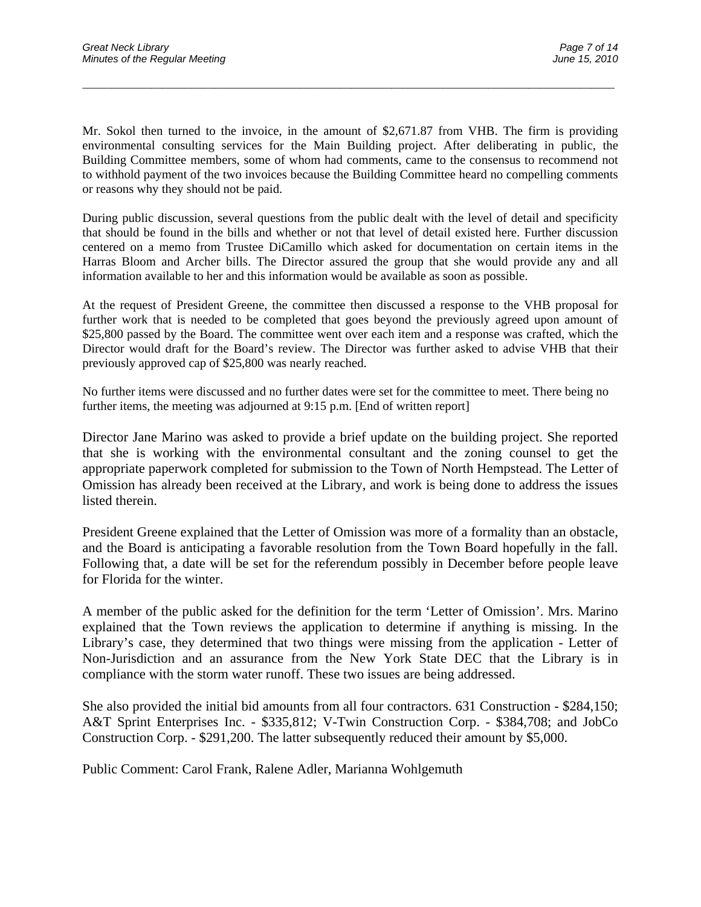Mr. Sokol then turned to the invoice, in the amount of $2,671.87 from VHB. The firm is providing environmental consulting services for the Main Building project. After deliberating in public, the Building Committee members, some of whom had comments, came to the consensus to recommend not to withhold payment of the two invoices because the Building Committee heard no compelling comments or reasons why they should not be paid.

During public discussion, several questions from the public dealt with the level of detail and specificity that should be found in the bills and whether or not that level of detail existed here. Further discussion centered on a memo from Trustee DiCamillo which asked for documentation on certain items in the Harras Bloom and Archer bills. The Director assured the group that she would provide any and all information available to her and this information would be available as soon as possible.

At the request of President Greene, the committee then discussed a response to the VHB proposal for further work that is needed to be completed that goes beyond the previously agreed upon amount of $25,800 passed by the Board. The committee went over each item and a response was crafted, which the Director would draft for the Board's review. The Director was further asked to advise VHB that their previously approved cap of $25,800 was nearly reached.

No further items were discussed and no further dates were set for the committee to meet. There being no further items, the meeting was adjourned at 9:15 p.m. [End of written report]

Director Jane Marino was asked to provide a brief update on the building project. She reported that she is working with the environmental consultant and the zoning counsel to get the appropriate paperwork completed for submission to the Town of North Hempstead. The Letter of Omission has already been received at the Library, and work is being done to address the issues listed therein.

President Greene explained that the Letter of Omission was more of a formality than an obstacle, and the Board is anticipating a favorable resolution from the Town Board hopefully in the fall. Following that, a date will be set for the referendum possibly in December before people leave for Florida for the winter.

A member of the public asked for the definition for the term 'Letter of Omission'. Mrs. Marino explained that the Town reviews the application to determine if anything is missing. In the Library's case, they determined that two things were missing from the application - Letter of Non-Jurisdiction and an assurance from the New York State DEC that the Library is in compliance with the storm water runoff. These two issues are being addressed.

She also provided the initial bid amounts from all four contractors. 631 Construction - $284,150; A&T Sprint Enterprises Inc. - $335,812; V-Twin Construction Corp. - $384,708; and JobCo Construction Corp. - $291,200. The latter subsequently reduced their amount by $5,000.

Public Comment: Carol Frank, Ralene Adler, Marianna Wohlgemuth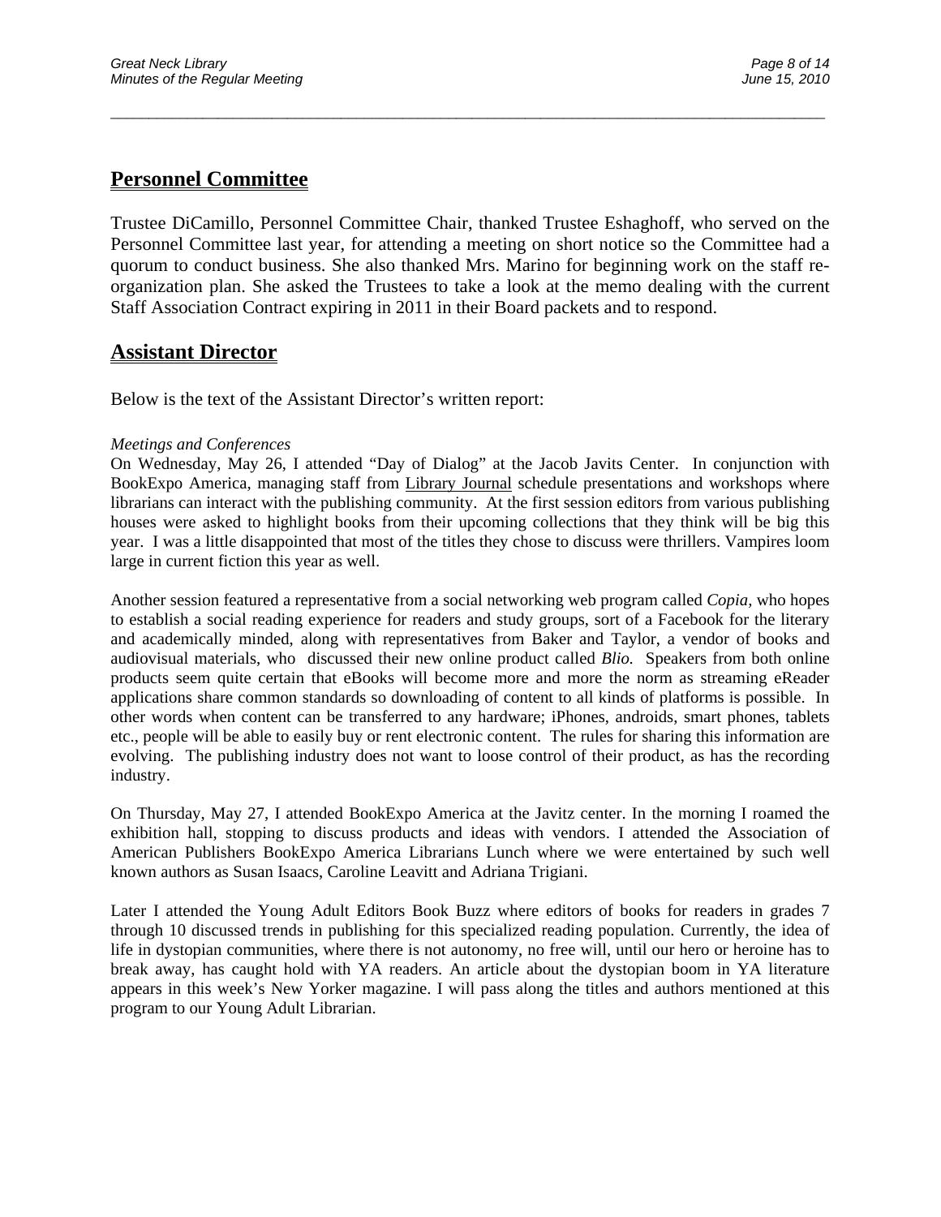## Personnel Committee

Trustee DiCamillo, Personnel Committee Chair, thanked Trustee Eshaghoff, who served on the Personnel Committee last year, for attending a meeting on short notice so the Committee had a quorum to conduct business. She also thanked Mrs. Marino for beginning work on the staff re-organization plan. She asked the Trustees to take a look at the memo dealing with the current Staff Association Contract expiring in 2011 in their Board packets and to respond.

## Assistant Director

Below is the text of the Assistant Director's written report:

*Meetings and Conferences*

On Wednesday, May 26, I attended "Day of Dialog" at the Jacob Javits Center. In conjunction with BookExpo America, managing staff from Library Journal schedule presentations and workshops where librarians can interact with the publishing community. At the first session editors from various publishing houses were asked to highlight books from their upcoming collections that they think will be big this year. I was a little disappointed that most of the titles they chose to discuss were thrillers. Vampires loom large in current fiction this year as well.

Another session featured a representative from a social networking web program called *Copia*, who hopes to establish a social reading experience for readers and study groups, sort of a Facebook for the literary and academically minded, along with representatives from Baker and Taylor, a vendor of books and audiovisual materials, who discussed their new online product called *Blio.* Speakers from both online products seem quite certain that eBooks will become more and more the norm as streaming eReader applications share common standards so downloading of content to all kinds of platforms is possible. In other words when content can be transferred to any hardware; iPhones, androids, smart phones, tablets etc., people will be able to easily buy or rent electronic content. The rules for sharing this information are evolving. The publishing industry does not want to loose control of their product, as has the recording industry.

On Thursday, May 27, I attended BookExpo America at the Javitz center. In the morning I roamed the exhibition hall, stopping to discuss products and ideas with vendors. I attended the Association of American Publishers BookExpo America Librarians Lunch where we were entertained by such well known authors as Susan Isaacs, Caroline Leavitt and Adriana Trigiani.

Later I attended the Young Adult Editors Book Buzz where editors of books for readers in grades 7 through 10 discussed trends in publishing for this specialized reading population. Currently, the idea of life in dystopian communities, where there is not autonomy, no free will, until our hero or heroine has to break away, has caught hold with YA readers. An article about the dystopian boom in YA literature appears in this week's New Yorker magazine. I will pass along the titles and authors mentioned at this program to our Young Adult Librarian.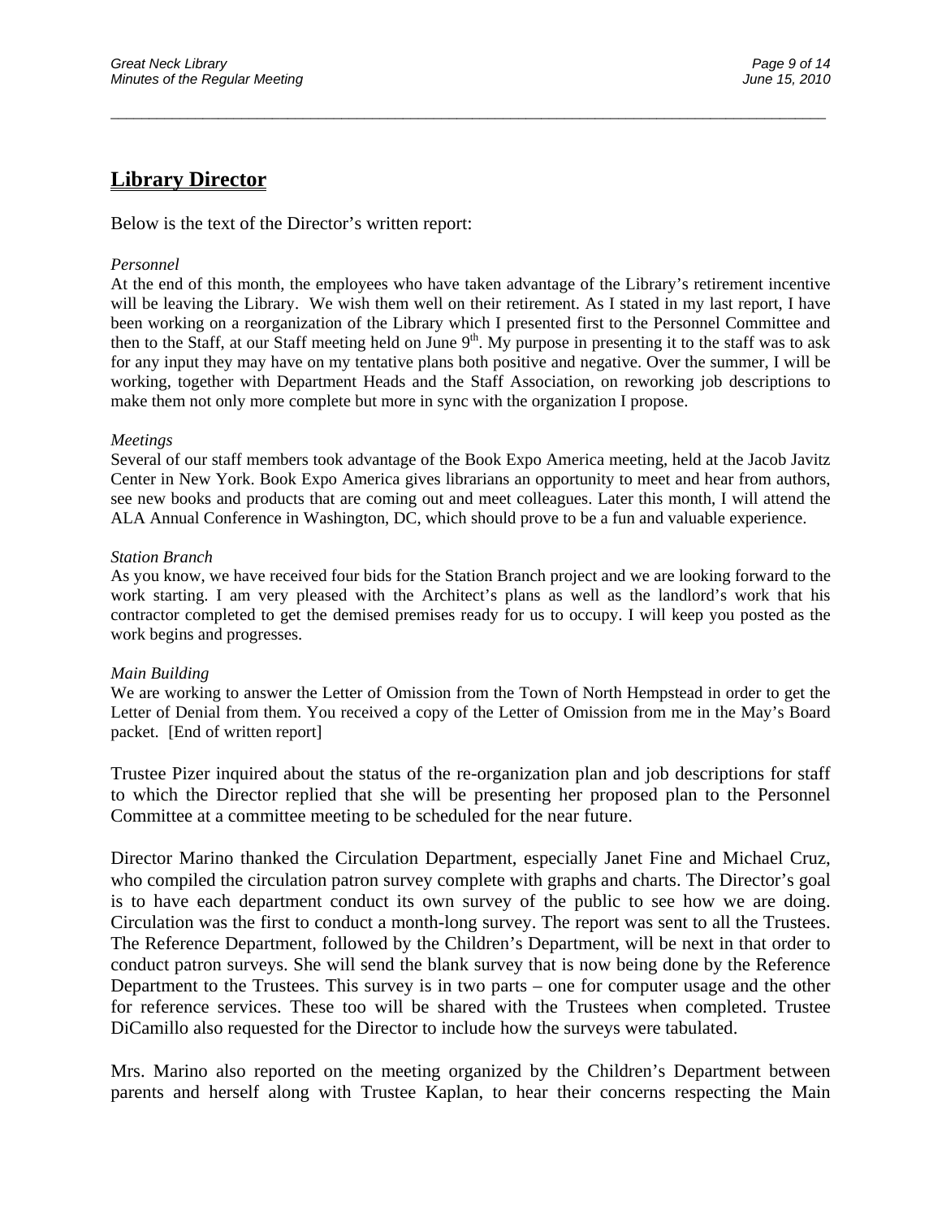## Library Director

Below is the text of the Director's written report:

*Personnel*

At the end of this month, the employees who have taken advantage of the Library's retirement incentive will be leaving the Library. We wish them well on their retirement. As I stated in my last report, I have been working on a reorganization of the Library which I presented first to the Personnel Committee and then to the Staff, at our Staff meeting held on June 9th. My purpose in presenting it to the staff was to ask for any input they may have on my tentative plans both positive and negative. Over the summer, I will be working, together with Department Heads and the Staff Association, on reworking job descriptions to make them not only more complete but more in sync with the organization I propose.

*Meetings*

Several of our staff members took advantage of the Book Expo America meeting, held at the Jacob Javitz Center in New York. Book Expo America gives librarians an opportunity to meet and hear from authors, see new books and products that are coming out and meet colleagues. Later this month, I will attend the ALA Annual Conference in Washington, DC, which should prove to be a fun and valuable experience.

*Station Branch*

As you know, we have received four bids for the Station Branch project and we are looking forward to the work starting. I am very pleased with the Architect's plans as well as the landlord's work that his contractor completed to get the demised premises ready for us to occupy. I will keep you posted as the work begins and progresses.

*Main Building*

We are working to answer the Letter of Omission from the Town of North Hempstead in order to get the Letter of Denial from them. You received a copy of the Letter of Omission from me in the May's Board packet. [End of written report]

Trustee Pizer inquired about the status of the re-organization plan and job descriptions for staff to which the Director replied that she will be presenting her proposed plan to the Personnel Committee at a committee meeting to be scheduled for the near future.

Director Marino thanked the Circulation Department, especially Janet Fine and Michael Cruz, who compiled the circulation patron survey complete with graphs and charts. The Director's goal is to have each department conduct its own survey of the public to see how we are doing. Circulation was the first to conduct a month-long survey. The report was sent to all the Trustees. The Reference Department, followed by the Children's Department, will be next in that order to conduct patron surveys. She will send the blank survey that is now being done by the Reference Department to the Trustees. This survey is in two parts – one for computer usage and the other for reference services. These too will be shared with the Trustees when completed. Trustee DiCamillo also requested for the Director to include how the surveys were tabulated.

Mrs. Marino also reported on the meeting organized by the Children's Department between parents and herself along with Trustee Kaplan, to hear their concerns respecting the Main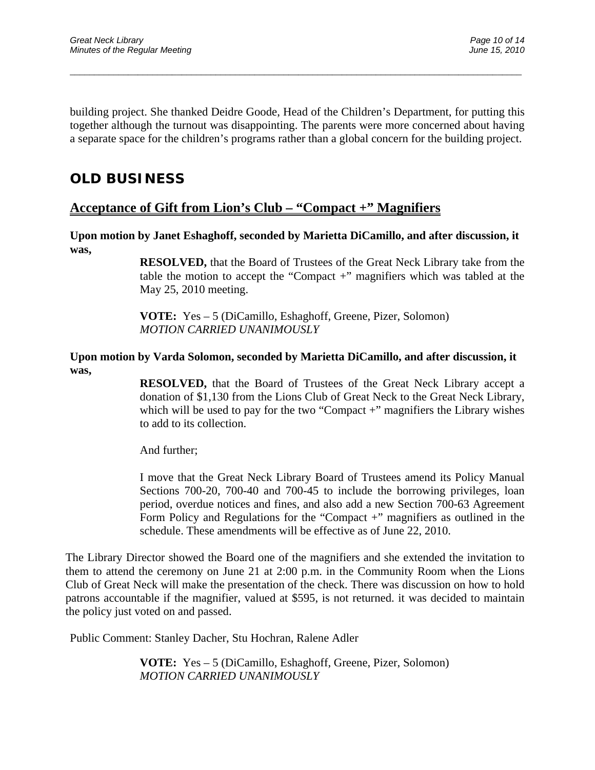building project. She thanked Deidre Goode, Head of the Children's Department, for putting this together although the turnout was disappointing. The parents were more concerned about having a separate space for the children's programs rather than a global concern for the building project.

## OLD BUSINESS

### Acceptance of Gift from Lion's Club – "Compact +" Magnifiers

**Upon motion by Janet Eshaghoff, seconded by Marietta DiCamillo, and after discussion, it was,**

> **RESOLVED,** that the Board of Trustees of the Great Neck Library take from the table the motion to accept the "Compact +" magnifiers which was tabled at the May 25, 2010 meeting.
>
> **VOTE:** Yes – 5 (DiCamillo, Eshaghoff, Greene, Pizer, Solomon)
> *MOTION CARRIED UNANIMOUSLY*

**Upon motion by Varda Solomon, seconded by Marietta DiCamillo, and after discussion, it was,**

> **RESOLVED,** that the Board of Trustees of the Great Neck Library accept a donation of $1,130 from the Lions Club of Great Neck to the Great Neck Library, which will be used to pay for the two "Compact +" magnifiers the Library wishes to add to its collection.
>
> And further;
>
> I move that the Great Neck Library Board of Trustees amend its Policy Manual Sections 700-20, 700-40 and 700-45 to include the borrowing privileges, loan period, overdue notices and fines, and also add a new Section 700-63 Agreement Form Policy and Regulations for the "Compact +" magnifiers as outlined in the schedule. These amendments will be effective as of June 22, 2010.

The Library Director showed the Board one of the magnifiers and she extended the invitation to them to attend the ceremony on June 21 at 2:00 p.m. in the Community Room when the Lions Club of Great Neck will make the presentation of the check. There was discussion on how to hold patrons accountable if the magnifier, valued at $595, is not returned. it was decided to maintain the policy just voted on and passed.

Public Comment: Stanley Dacher, Stu Hochran, Ralene Adler

> **VOTE:** Yes – 5 (DiCamillo, Eshaghoff, Greene, Pizer, Solomon)
> *MOTION CARRIED UNANIMOUSLY*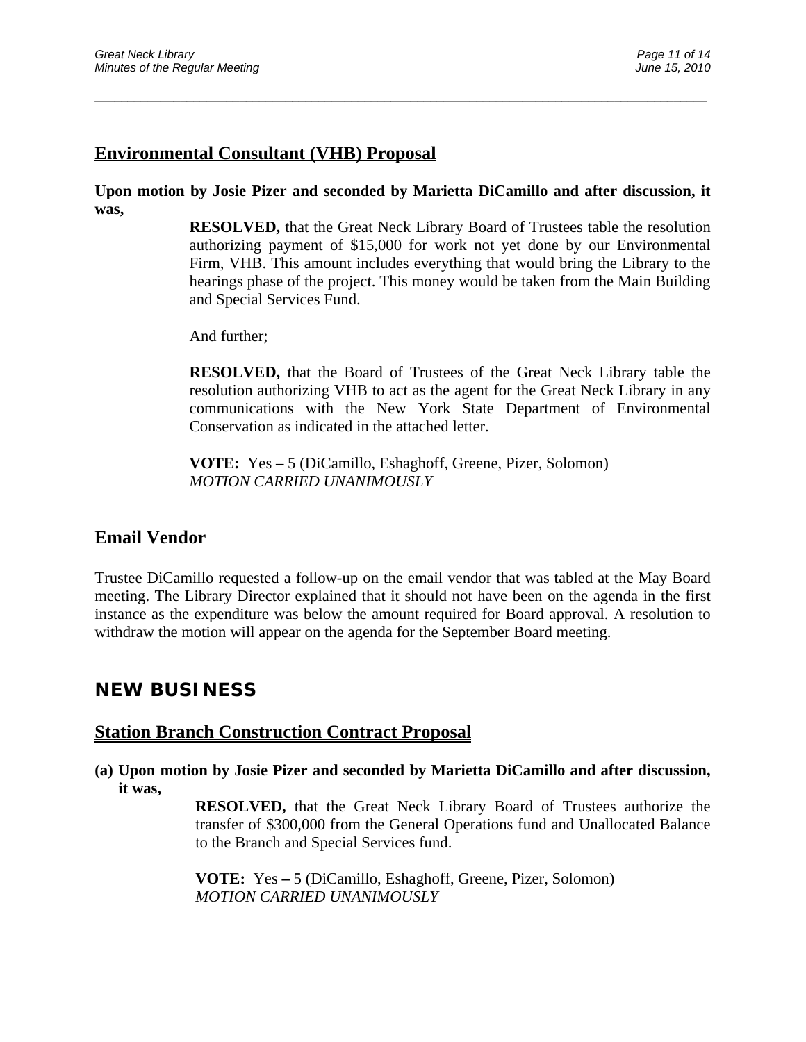## Environmental Consultant (VHB) Proposal

**Upon motion by Josie Pizer and seconded by Marietta DiCamillo and after discussion, it was,**

> **RESOLVED,** that the Great Neck Library Board of Trustees table the resolution authorizing payment of $15,000 for work not yet done by our Environmental Firm, VHB. This amount includes everything that would bring the Library to the hearings phase of the project. This money would be taken from the Main Building and Special Services Fund.
>
> And further;
>
> **RESOLVED,** that the Board of Trustees of the Great Neck Library table the resolution authorizing VHB to act as the agent for the Great Neck Library in any communications with the New York State Department of Environmental Conservation as indicated in the attached letter.
>
> **VOTE:** Yes – 5 (DiCamillo, Eshaghoff, Greene, Pizer, Solomon)
> *MOTION CARRIED UNANIMOUSLY*

## Email Vendor

Trustee DiCamillo requested a follow-up on the email vendor that was tabled at the May Board meeting. The Library Director explained that it should not have been on the agenda in the first instance as the expenditure was below the amount required for Board approval. A resolution to withdraw the motion will appear on the agenda for the September Board meeting.

# NEW BUSINESS

## Station Branch Construction Contract Proposal

**(a) Upon motion by Josie Pizer and seconded by Marietta DiCamillo and after discussion, it was,**

> **RESOLVED,** that the Great Neck Library Board of Trustees authorize the transfer of $300,000 from the General Operations fund and Unallocated Balance to the Branch and Special Services fund.
>
> **VOTE:** Yes – 5 (DiCamillo, Eshaghoff, Greene, Pizer, Solomon)
> *MOTION CARRIED UNANIMOUSLY*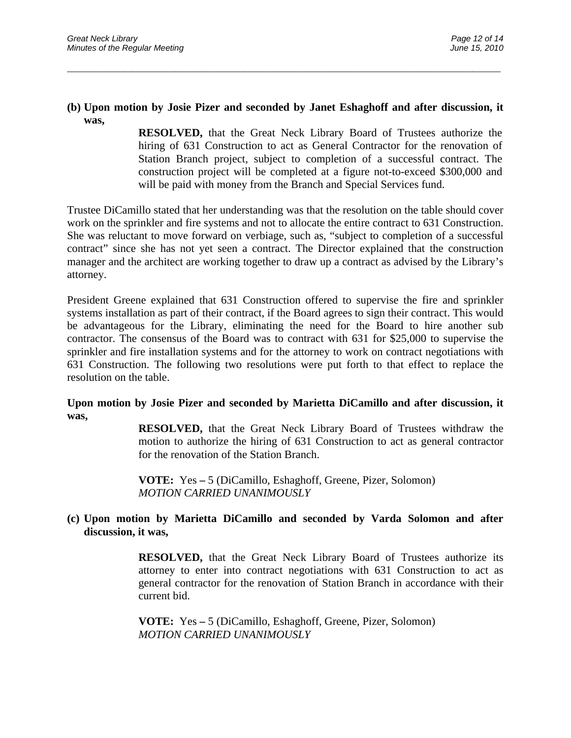**(b) Upon motion by Josie Pizer and seconded by Janet Eshaghoff and after discussion, it was,**

> **RESOLVED,** that the Great Neck Library Board of Trustees authorize the hiring of 631 Construction to act as General Contractor for the renovation of Station Branch project, subject to completion of a successful contract. The construction project will be completed at a figure not-to-exceed $300,000 and will be paid with money from the Branch and Special Services fund.

Trustee DiCamillo stated that her understanding was that the resolution on the table should cover work on the sprinkler and fire systems and not to allocate the entire contract to 631 Construction. She was reluctant to move forward on verbiage, such as, "subject to completion of a successful contract" since she has not yet seen a contract. The Director explained that the construction manager and the architect are working together to draw up a contract as advised by the Library's attorney.

President Greene explained that 631 Construction offered to supervise the fire and sprinkler systems installation as part of their contract, if the Board agrees to sign their contract. This would be advantageous for the Library, eliminating the need for the Board to hire another sub contractor. The consensus of the Board was to contract with 631 for $25,000 to supervise the sprinkler and fire installation systems and for the attorney to work on contract negotiations with 631 Construction. The following two resolutions were put forth to that effect to replace the resolution on the table.

**Upon motion by Josie Pizer and seconded by Marietta DiCamillo and after discussion, it was,**

> **RESOLVED,** that the Great Neck Library Board of Trustees withdraw the motion to authorize the hiring of 631 Construction to act as general contractor for the renovation of the Station Branch.
>
> **VOTE:** Yes **–** 5 (DiCamillo, Eshaghoff, Greene, Pizer, Solomon)
> *MOTION CARRIED UNANIMOUSLY*

**(c) Upon motion by Marietta DiCamillo and seconded by Varda Solomon and after discussion, it was,**

> **RESOLVED,** that the Great Neck Library Board of Trustees authorize its attorney to enter into contract negotiations with 631 Construction to act as general contractor for the renovation of Station Branch in accordance with their current bid.
>
> **VOTE:** Yes **–** 5 (DiCamillo, Eshaghoff, Greene, Pizer, Solomon)
> *MOTION CARRIED UNANIMOUSLY*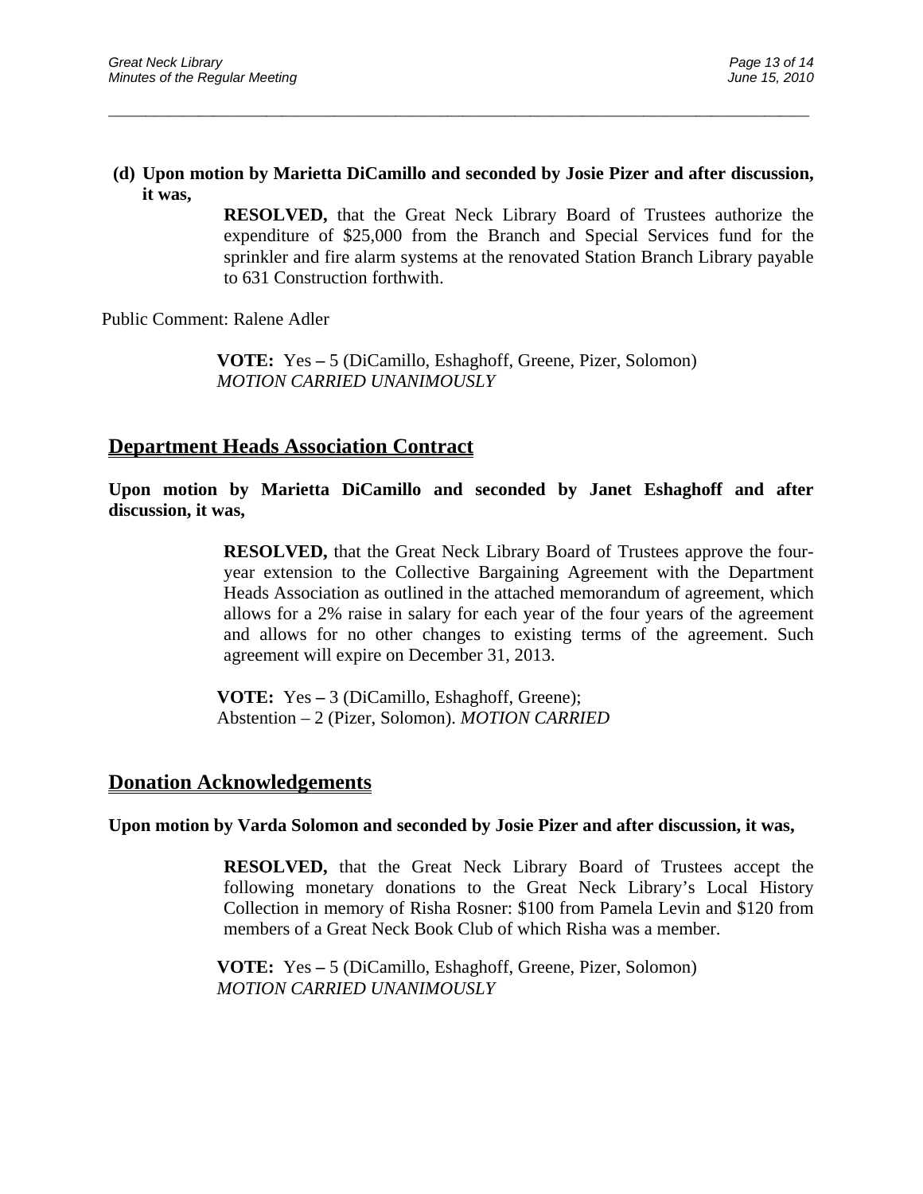**(d) Upon motion by Marietta DiCamillo and seconded by Josie Pizer and after discussion, it was,**

**RESOLVED,** that the Great Neck Library Board of Trustees authorize the expenditure of $25,000 from the Branch and Special Services fund for the sprinkler and fire alarm systems at the renovated Station Branch Library payable to 631 Construction forthwith.

Public Comment: Ralene Adler

**VOTE:** Yes **–** 5 (DiCamillo, Eshaghoff, Greene, Pizer, Solomon)
*MOTION CARRIED UNANIMOUSLY*

## Department Heads Association Contract

**Upon motion by Marietta DiCamillo and seconded by Janet Eshaghoff and after discussion, it was,**

**RESOLVED,** that the Great Neck Library Board of Trustees approve the four-year extension to the Collective Bargaining Agreement with the Department Heads Association as outlined in the attached memorandum of agreement, which allows for a 2% raise in salary for each year of the four years of the agreement and allows for no other changes to existing terms of the agreement. Such agreement will expire on December 31, 2013.

**VOTE:** Yes **–** 3 (DiCamillo, Eshaghoff, Greene);
Abstention – 2 (Pizer, Solomon). *MOTION CARRIED*

## Donation Acknowledgements

**Upon motion by Varda Solomon and seconded by Josie Pizer and after discussion, it was,**

**RESOLVED,** that the Great Neck Library Board of Trustees accept the following monetary donations to the Great Neck Library's Local History Collection in memory of Risha Rosner: $100 from Pamela Levin and $120 from members of a Great Neck Book Club of which Risha was a member.

**VOTE:** Yes **–** 5 (DiCamillo, Eshaghoff, Greene, Pizer, Solomon)
*MOTION CARRIED UNANIMOUSLY*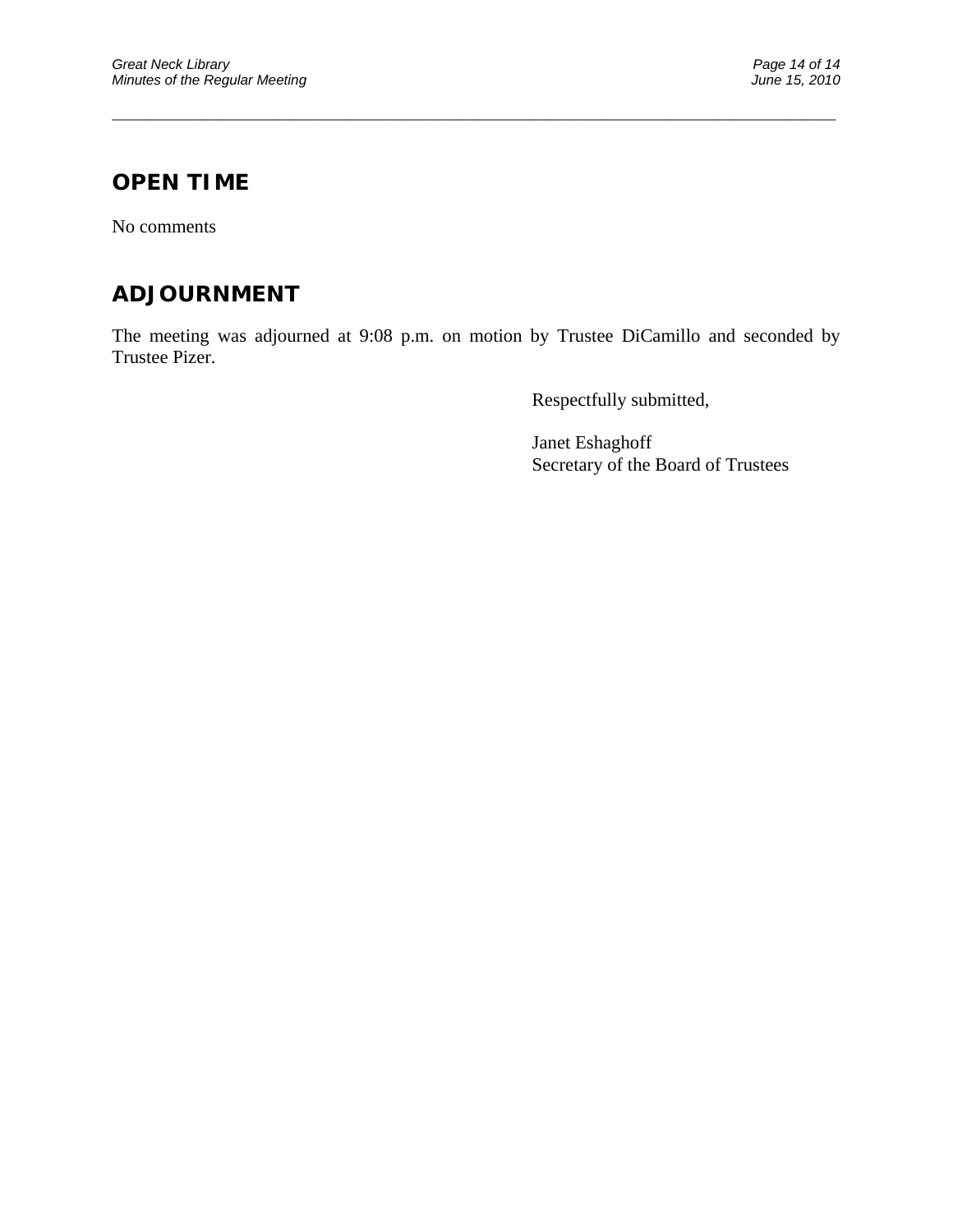## OPEN TIME

No comments

## ADJOURNMENT

The meeting was adjourned at 9:08 p.m. on motion by Trustee DiCamillo and seconded by Trustee Pizer.

Respectfully submitted,

Janet Eshaghoff
Secretary of the Board of Trustees